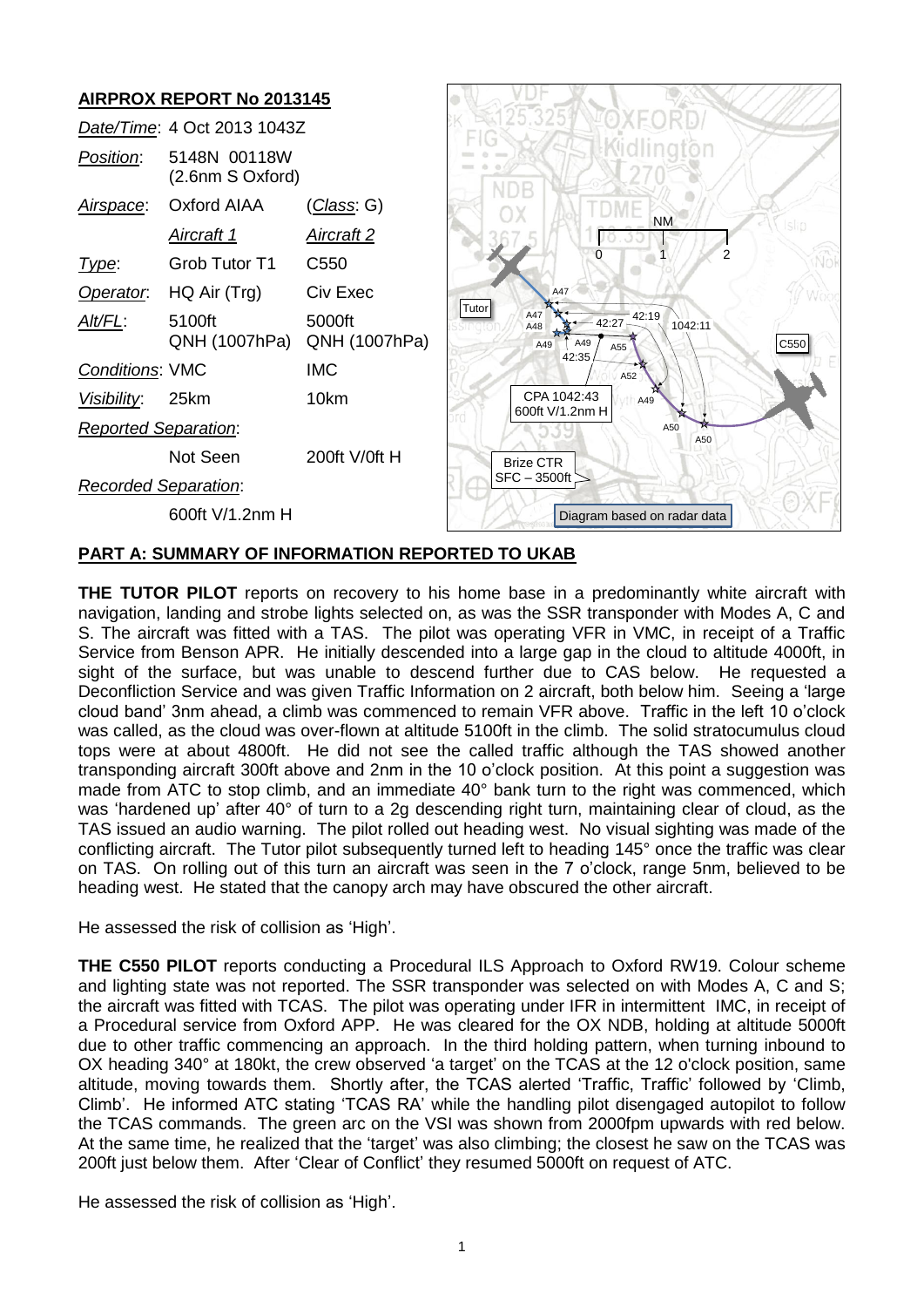## AIRPROX REPORT No 2013145

| | | |
|---|---|---|
| *Date/Time*: | 4 Oct 2013 1043Z | |
| *Position*: | 5148N 00118W (2.6nm S Oxford) | |
| *Airspace*: | Oxford AIAA | (*Class*: G) |
| | *Aircraft 1* | *Aircraft 2* |
| *Type*: | Grob Tutor T1 | C550 |
| *Operator*: | HQ Air (Trg) | Civ Exec |
| *Alt/FL*: | 5100ft QNH (1007hPa) | 5000ft QNH (1007hPa) |
| *Conditions*: | VMC | IMC |
| *Visibility*: | 25km | 10km |
| *Reported Separation*: | | |
| | Not Seen | 200ft V/0ft H |
| *Recorded Separation*: | | |
| | 600ft V/1.2nm H | |

Diagram based on radar data

## PART A: SUMMARY OF INFORMATION REPORTED TO UKAB

**THE TUTOR PILOT** reports on recovery to his home base in a predominantly white aircraft with navigation, landing and strobe lights selected on, as was the SSR transponder with Modes A, C and S. The aircraft was fitted with a TAS. The pilot was operating VFR in VMC, in receipt of a Traffic Service from Benson APR. He initially descended into a large gap in the cloud to altitude 4000ft, in sight of the surface, but was unable to descend further due to CAS below. He requested a Deconfliction Service and was given Traffic Information on 2 aircraft, both below him. Seeing a 'large cloud band' 3nm ahead, a climb was commenced to remain VFR above. Traffic in the left 10 o'clock was called, as the cloud was over-flown at altitude 5100ft in the climb. The solid stratocumulus cloud tops were at about 4800ft. He did not see the called traffic although the TAS showed another transponding aircraft 300ft above and 2nm in the 10 o'clock position. At this point a suggestion was made from ATC to stop climb, and an immediate 40° bank turn to the right was commenced, which was 'hardened up' after 40° of turn to a 2g descending right turn, maintaining clear of cloud, as the TAS issued an audio warning. The pilot rolled out heading west. No visual sighting was made of the conflicting aircraft. The Tutor pilot subsequently turned left to heading 145° once the traffic was clear on TAS. On rolling out of this turn an aircraft was seen in the 7 o'clock, range 5nm, believed to be heading west. He stated that the canopy arch may have obscured the other aircraft.

He assessed the risk of collision as 'High'.

**THE C550 PILOT** reports conducting a Procedural ILS Approach to Oxford RW19. Colour scheme and lighting state was not reported. The SSR transponder was selected on with Modes A, C and S; the aircraft was fitted with TCAS. The pilot was operating under IFR in intermittent IMC, in receipt of a Procedural service from Oxford APP. He was cleared for the OX NDB, holding at altitude 5000ft due to other traffic commencing an approach. In the third holding pattern, when turning inbound to OX heading 340° at 180kt, the crew observed 'a target' on the TCAS at the 12 o'clock position, same altitude, moving towards them. Shortly after, the TCAS alerted 'Traffic, Traffic' followed by 'Climb, Climb'. He informed ATC stating 'TCAS RA' while the handling pilot disengaged autopilot to follow the TCAS commands. The green arc on the VSI was shown from 2000fpm upwards with red below. At the same time, he realized that the 'target' was also climbing; the closest he saw on the TCAS was 200ft just below them. After 'Clear of Conflict' they resumed 5000ft on request of ATC.

He assessed the risk of collision as 'High'.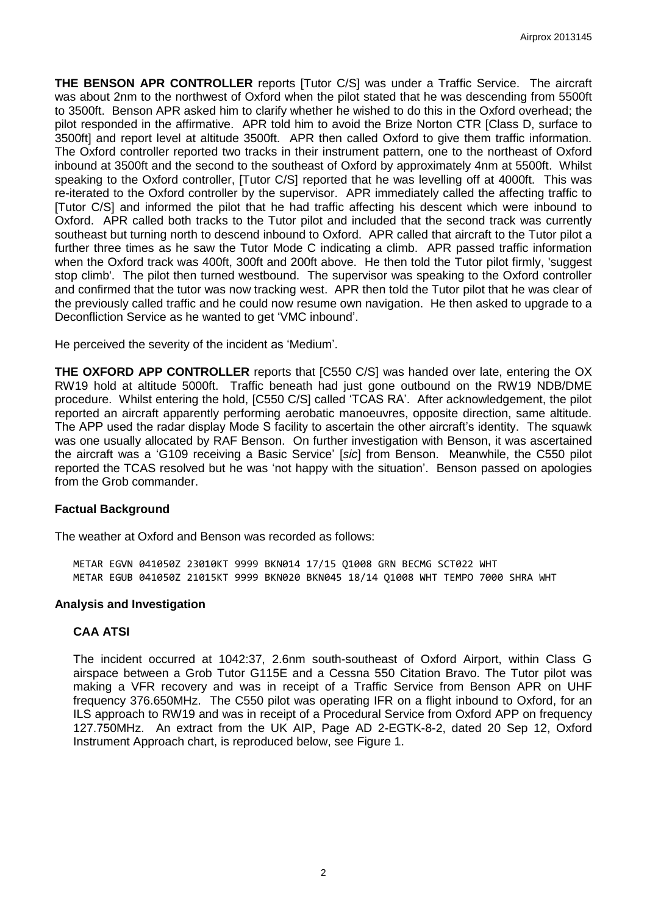**THE BENSON APR CONTROLLER** reports [Tutor C/S] was under a Traffic Service. The aircraft was about 2nm to the northwest of Oxford when the pilot stated that he was descending from 5500ft to 3500ft. Benson APR asked him to clarify whether he wished to do this in the Oxford overhead; the pilot responded in the affirmative. APR told him to avoid the Brize Norton CTR [Class D, surface to 3500ft] and report level at altitude 3500ft. APR then called Oxford to give them traffic information. The Oxford controller reported two tracks in their instrument pattern, one to the northeast of Oxford inbound at 3500ft and the second to the southeast of Oxford by approximately 4nm at 5500ft. Whilst speaking to the Oxford controller, [Tutor C/S] reported that he was levelling off at 4000ft. This was re-iterated to the Oxford controller by the supervisor. APR immediately called the affecting traffic to [Tutor C/S] and informed the pilot that he had traffic affecting his descent which were inbound to Oxford. APR called both tracks to the Tutor pilot and included that the second track was currently southeast but turning north to descend inbound to Oxford. APR called that aircraft to the Tutor pilot a further three times as he saw the Tutor Mode C indicating a climb. APR passed traffic information when the Oxford track was 400ft, 300ft and 200ft above. He then told the Tutor pilot firmly, 'suggest stop climb'. The pilot then turned westbound. The supervisor was speaking to the Oxford controller and confirmed that the tutor was now tracking west. APR then told the Tutor pilot that he was clear of the previously called traffic and he could now resume own navigation. He then asked to upgrade to a Deconfliction Service as he wanted to get 'VMC inbound'.

He perceived the severity of the incident as 'Medium'.

**THE OXFORD APP CONTROLLER** reports that [C550 C/S] was handed over late, entering the OX RW19 hold at altitude 5000ft. Traffic beneath had just gone outbound on the RW19 NDB/DME procedure. Whilst entering the hold, [C550 C/S] called 'TCAS RA'. After acknowledgement, the pilot reported an aircraft apparently performing aerobatic manoeuvres, opposite direction, same altitude. The APP used the radar display Mode S facility to ascertain the other aircraft's identity. The squawk was one usually allocated by RAF Benson. On further investigation with Benson, it was ascertained the aircraft was a 'G109 receiving a Basic Service' [*sic*] from Benson. Meanwhile, the C550 pilot reported the TCAS resolved but he was 'not happy with the situation'. Benson passed on apologies from the Grob commander.

## Factual Background

The weather at Oxford and Benson was recorded as follows:

```
METAR EGVN 041050Z 23010KT 9999 BKN014 17/15 Q1008 GRN BECMG SCT022 WHT
METAR EGUB 041050Z 21015KT 9999 BKN020 BKN045 18/14 Q1008 WHT TEMPO 7000 SHRA WHT
```

## Analysis and Investigation

### CAA ATSI

The incident occurred at 1042:37, 2.6nm south-southeast of Oxford Airport, within Class G airspace between a Grob Tutor G115E and a Cessna 550 Citation Bravo. The Tutor pilot was making a VFR recovery and was in receipt of a Traffic Service from Benson APR on UHF frequency 376.650MHz. The C550 pilot was operating IFR on a flight inbound to Oxford, for an ILS approach to RW19 and was in receipt of a Procedural Service from Oxford APP on frequency 127.750MHz. An extract from the UK AIP, Page AD 2-EGTK-8-2, dated 20 Sep 12, Oxford Instrument Approach chart, is reproduced below, see Figure 1.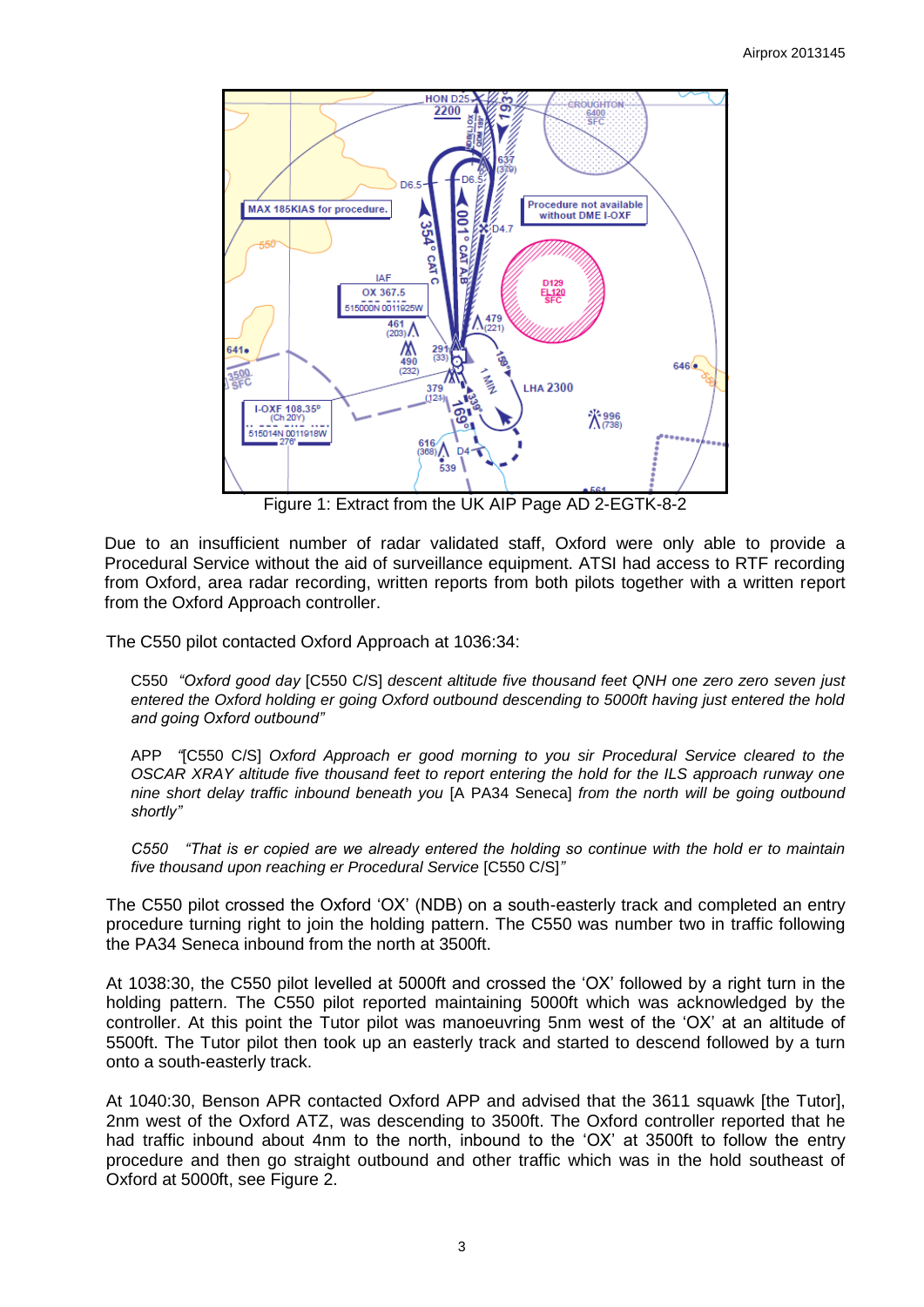Figure 1: Extract from the UK AIP Page AD 2-EGTK-8-2

Due to an insufficient number of radar validated staff, Oxford were only able to provide a Procedural Service without the aid of surveillance equipment. ATSI had access to RTF recording from Oxford, area radar recording, written reports from both pilots together with a written report from the Oxford Approach controller.

The C550 pilot contacted Oxford Approach at 1036:34:

> C550 *"Oxford good day* [C550 C/S] *descent altitude five thousand feet QNH one zero zero seven just entered the Oxford holding er going Oxford outbound descending to 5000ft having just entered the hold and going Oxford outbound"*

> APP *"*[C550 C/S] *Oxford Approach er good morning to you sir Procedural Service cleared to the OSCAR XRAY altitude five thousand feet to report entering the hold for the ILS approach runway one nine short delay traffic inbound beneath you* [A PA34 Seneca] *from the north will be going outbound shortly"*

> *C550 "That is er copied are we already entered the holding so continue with the hold er to maintain five thousand upon reaching er Procedural Service* [C550 C/S]*"*

The C550 pilot crossed the Oxford 'OX' (NDB) on a south-easterly track and completed an entry procedure turning right to join the holding pattern. The C550 was number two in traffic following the PA34 Seneca inbound from the north at 3500ft.

At 1038:30, the C550 pilot levelled at 5000ft and crossed the 'OX' followed by a right turn in the holding pattern. The C550 pilot reported maintaining 5000ft which was acknowledged by the controller. At this point the Tutor pilot was manoeuvring 5nm west of the 'OX' at an altitude of 5500ft. The Tutor pilot then took up an easterly track and started to descend followed by a turn onto a south-easterly track.

At 1040:30, Benson APR contacted Oxford APP and advised that the 3611 squawk [the Tutor], 2nm west of the Oxford ATZ, was descending to 3500ft. The Oxford controller reported that he had traffic inbound about 4nm to the north, inbound to the 'OX' at 3500ft to follow the entry procedure and then go straight outbound and other traffic which was in the hold southeast of Oxford at 5000ft, see Figure 2.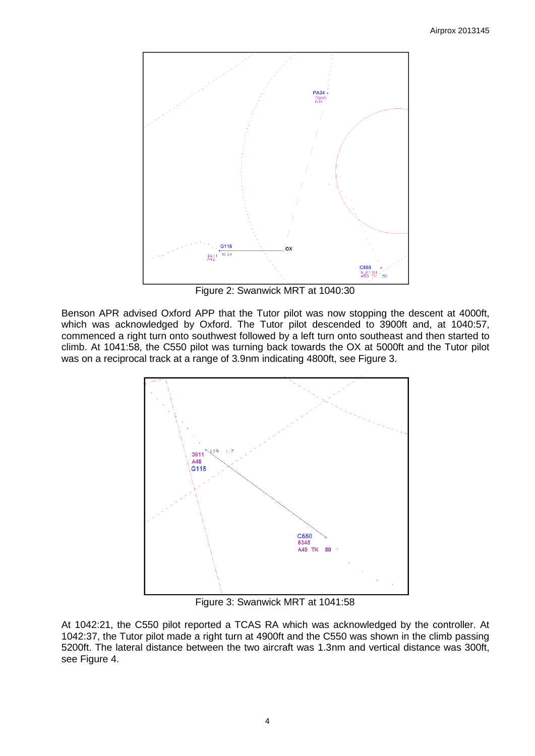Figure 2: Swanwick MRT at 1040:30

Benson APR advised Oxford APP that the Tutor pilot was now stopping the descent at 4000ft, which was acknowledged by Oxford. The Tutor pilot descended to 3900ft and, at 1040:57, commenced a right turn onto southwest followed by a left turn onto southeast and then started to climb. At 1041:58, the C550 pilot was turning back towards the OX at 5000ft and the Tutor pilot was on a reciprocal track at a range of 3.9nm indicating 4800ft, see Figure 3.

Figure 3: Swanwick MRT at 1041:58

At 1042:21, the C550 pilot reported a TCAS RA which was acknowledged by the controller. At 1042:37, the Tutor pilot made a right turn at 4900ft and the C550 was shown in the climb passing 5200ft. The lateral distance between the two aircraft was 1.3nm and vertical distance was 300ft, see Figure 4.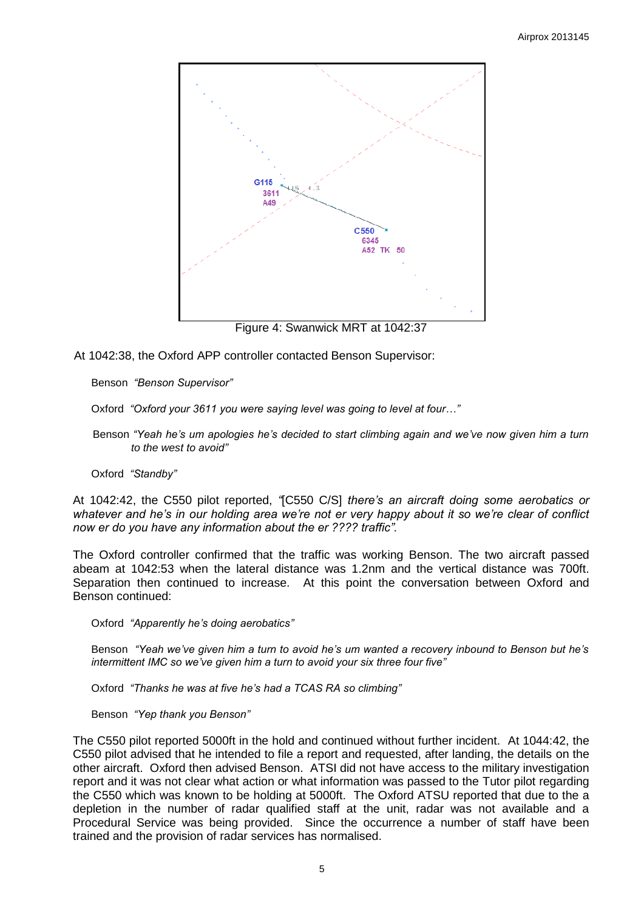Figure 4: Swanwick MRT at 1042:37

At 1042:38, the Oxford APP controller contacted Benson Supervisor:

Benson *"Benson Supervisor"*

Oxford *"Oxford your 3611 you were saying level was going to level at four…"*

Benson *"Yeah he's um apologies he's decided to start climbing again and we've now given him a turn to the west to avoid"*

Oxford *"Standby"*

At 1042:42, the C550 pilot reported, *"*[C550 C/S] *there's an aircraft doing some aerobatics or whatever and he's in our holding area we're not er very happy about it so we're clear of conflict now er do you have any information about the er ???? traffic".*

The Oxford controller confirmed that the traffic was working Benson. The two aircraft passed abeam at 1042:53 when the lateral distance was 1.2nm and the vertical distance was 700ft. Separation then continued to increase. At this point the conversation between Oxford and Benson continued:

Oxford *"Apparently he's doing aerobatics"*

Benson *"Yeah we've given him a turn to avoid he's um wanted a recovery inbound to Benson but he's intermittent IMC so we've given him a turn to avoid your six three four five"*

Oxford *"Thanks he was at five he's had a TCAS RA so climbing"*

Benson *"Yep thank you Benson"*

The C550 pilot reported 5000ft in the hold and continued without further incident. At 1044:42, the C550 pilot advised that he intended to file a report and requested, after landing, the details on the other aircraft. Oxford then advised Benson. ATSI did not have access to the military investigation report and it was not clear what action or what information was passed to the Tutor pilot regarding the C550 which was known to be holding at 5000ft. The Oxford ATSU reported that due to the a depletion in the number of radar qualified staff at the unit, radar was not available and a Procedural Service was being provided. Since the occurrence a number of staff have been trained and the provision of radar services has normalised.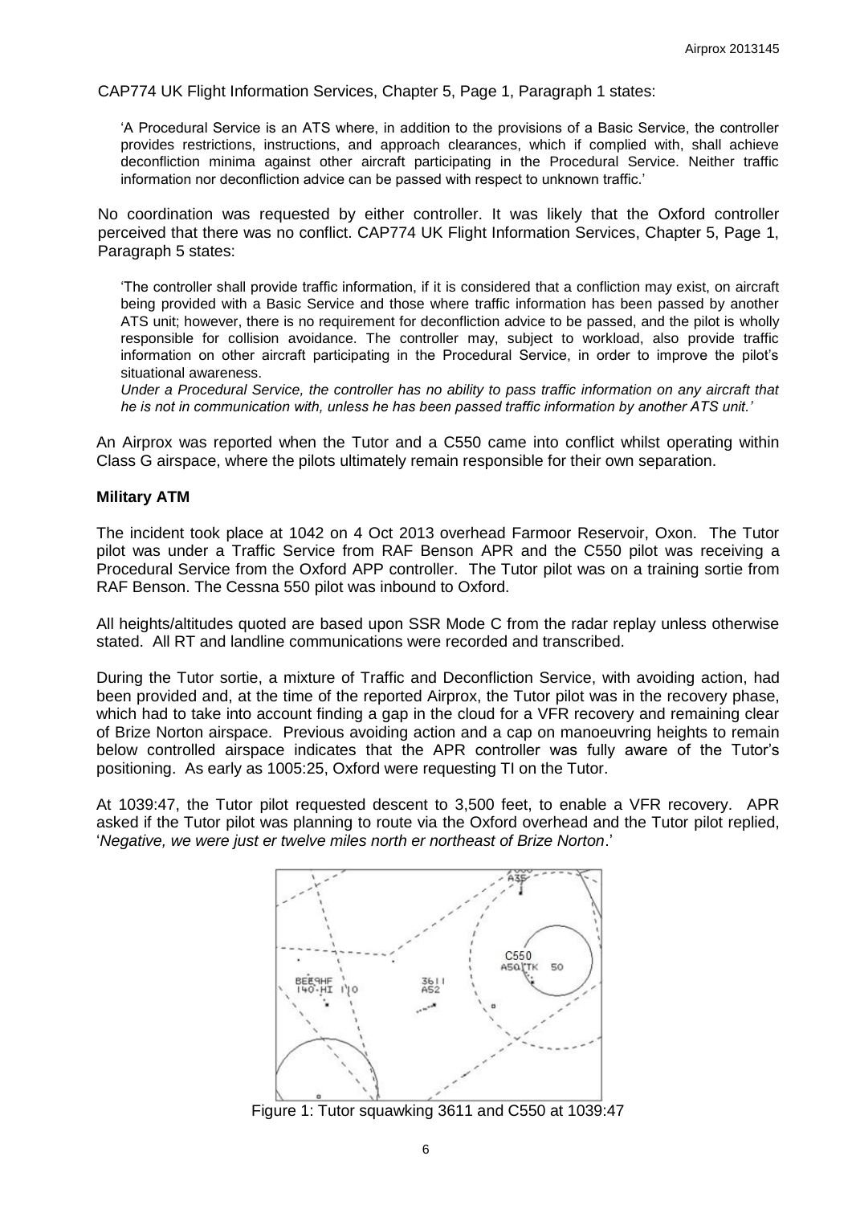CAP774 UK Flight Information Services, Chapter 5, Page 1, Paragraph 1 states:

> 'A Procedural Service is an ATS where, in addition to the provisions of a Basic Service, the controller provides restrictions, instructions, and approach clearances, which if complied with, shall achieve deconfliction minima against other aircraft participating in the Procedural Service. Neither traffic information nor deconfliction advice can be passed with respect to unknown traffic.'

No coordination was requested by either controller. It was likely that the Oxford controller perceived that there was no conflict. CAP774 UK Flight Information Services, Chapter 5, Page 1, Paragraph 5 states:

> 'The controller shall provide traffic information, if it is considered that a confliction may exist, on aircraft being provided with a Basic Service and those where traffic information has been passed by another ATS unit; however, there is no requirement for deconfliction advice to be passed, and the pilot is wholly responsible for collision avoidance. The controller may, subject to workload, also provide traffic information on other aircraft participating in the Procedural Service, in order to improve the pilot's situational awareness.
>
> *Under a Procedural Service, the controller has no ability to pass traffic information on any aircraft that he is not in communication with, unless he has been passed traffic information by another ATS unit.'*

An Airprox was reported when the Tutor and a C550 came into conflict whilst operating within Class G airspace, where the pilots ultimately remain responsible for their own separation.

### Military ATM

The incident took place at 1042 on 4 Oct 2013 overhead Farmoor Reservoir, Oxon. The Tutor pilot was under a Traffic Service from RAF Benson APR and the C550 pilot was receiving a Procedural Service from the Oxford APP controller. The Tutor pilot was on a training sortie from RAF Benson. The Cessna 550 pilot was inbound to Oxford.

All heights/altitudes quoted are based upon SSR Mode C from the radar replay unless otherwise stated. All RT and landline communications were recorded and transcribed.

During the Tutor sortie, a mixture of Traffic and Deconfliction Service, with avoiding action, had been provided and, at the time of the reported Airprox, the Tutor pilot was in the recovery phase, which had to take into account finding a gap in the cloud for a VFR recovery and remaining clear of Brize Norton airspace. Previous avoiding action and a cap on manoeuvring heights to remain below controlled airspace indicates that the APR controller was fully aware of the Tutor's positioning. As early as 1005:25, Oxford were requesting TI on the Tutor.

At 1039:47, the Tutor pilot requested descent to 3,500 feet, to enable a VFR recovery. APR asked if the Tutor pilot was planning to route via the Oxford overhead and the Tutor pilot replied, '*Negative, we were just er twelve miles north er northeast of Brize Norton*.'

Figure 1: Tutor squawking 3611 and C550 at 1039:47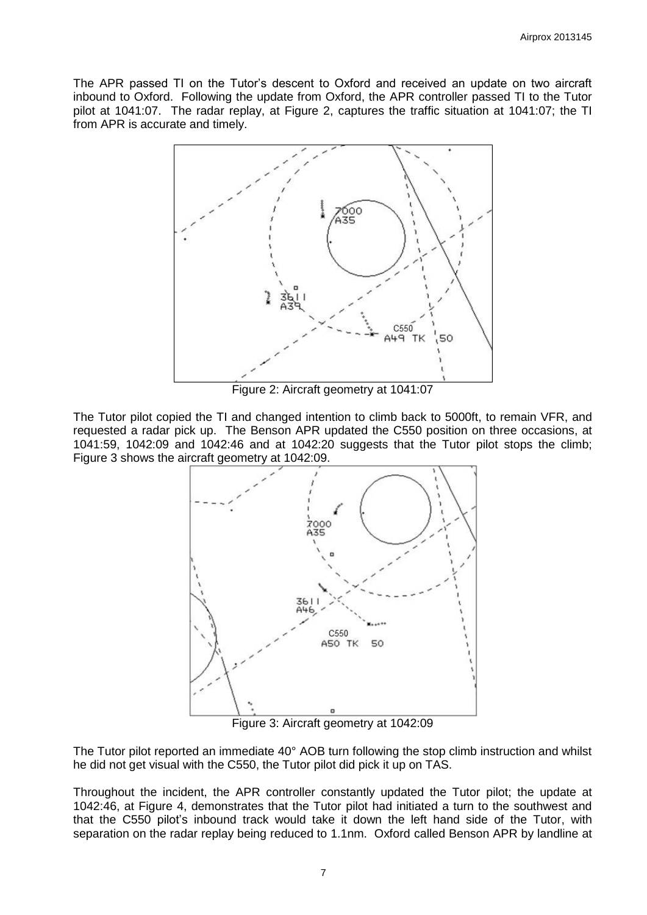The APR passed TI on the Tutor's descent to Oxford and received an update on two aircraft inbound to Oxford. Following the update from Oxford, the APR controller passed TI to the Tutor pilot at 1041:07. The radar replay, at Figure 2, captures the traffic situation at 1041:07; the TI from APR is accurate and timely.

Figure 2: Aircraft geometry at 1041:07

The Tutor pilot copied the TI and changed intention to climb back to 5000ft, to remain VFR, and requested a radar pick up. The Benson APR updated the C550 position on three occasions, at 1041:59, 1042:09 and 1042:46 and at 1042:20 suggests that the Tutor pilot stops the climb; Figure 3 shows the aircraft geometry at 1042:09.

Figure 3: Aircraft geometry at 1042:09

The Tutor pilot reported an immediate 40° AOB turn following the stop climb instruction and whilst he did not get visual with the C550, the Tutor pilot did pick it up on TAS.

Throughout the incident, the APR controller constantly updated the Tutor pilot; the update at 1042:46, at Figure 4, demonstrates that the Tutor pilot had initiated a turn to the southwest and that the C550 pilot's inbound track would take it down the left hand side of the Tutor, with separation on the radar replay being reduced to 1.1nm. Oxford called Benson APR by landline at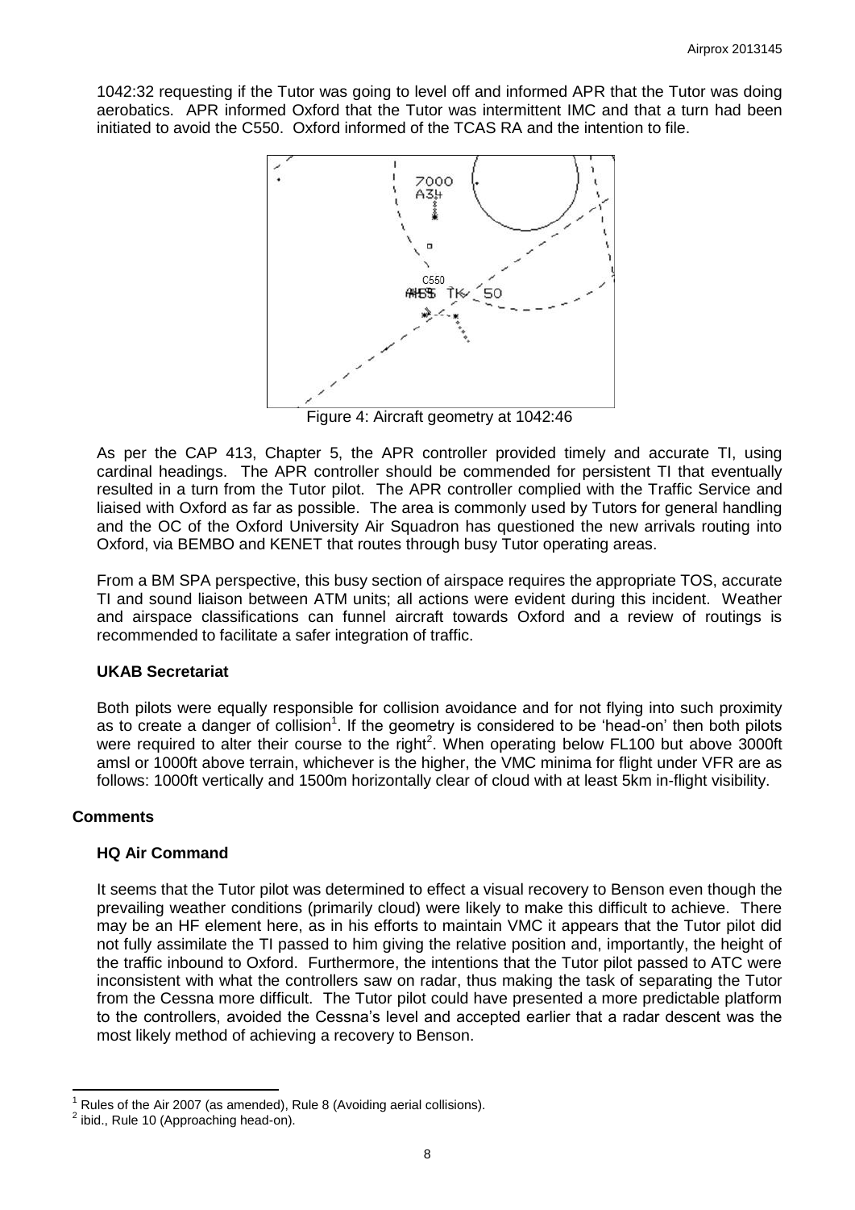1042:32 requesting if the Tutor was going to level off and informed APR that the Tutor was doing aerobatics. APR informed Oxford that the Tutor was intermittent IMC and that a turn had been initiated to avoid the C550. Oxford informed of the TCAS RA and the intention to file.

Figure 4: Aircraft geometry at 1042:46

As per the CAP 413, Chapter 5, the APR controller provided timely and accurate TI, using cardinal headings. The APR controller should be commended for persistent TI that eventually resulted in a turn from the Tutor pilot. The APR controller complied with the Traffic Service and liaised with Oxford as far as possible. The area is commonly used by Tutors for general handling and the OC of the Oxford University Air Squadron has questioned the new arrivals routing into Oxford, via BEMBO and KENET that routes through busy Tutor operating areas.

From a BM SPA perspective, this busy section of airspace requires the appropriate TOS, accurate TI and sound liaison between ATM units; all actions were evident during this incident. Weather and airspace classifications can funnel aircraft towards Oxford and a review of routings is recommended to facilitate a safer integration of traffic.

### UKAB Secretariat

Both pilots were equally responsible for collision avoidance and for not flying into such proximity as to create a danger of collision[1]. If the geometry is considered to be 'head-on' then both pilots were required to alter their course to the right[2]. When operating below FL100 but above 3000ft amsl or 1000ft above terrain, whichever is the higher, the VMC minima for flight under VFR are as follows: 1000ft vertically and 1500m horizontally clear of cloud with at least 5km in-flight visibility.

## Comments

### HQ Air Command

It seems that the Tutor pilot was determined to effect a visual recovery to Benson even though the prevailing weather conditions (primarily cloud) were likely to make this difficult to achieve. There may be an HF element here, as in his efforts to maintain VMC it appears that the Tutor pilot did not fully assimilate the TI passed to him giving the relative position and, importantly, the height of the traffic inbound to Oxford. Furthermore, the intentions that the Tutor pilot passed to ATC were inconsistent with what the controllers saw on radar, thus making the task of separating the Tutor from the Cessna more difficult. The Tutor pilot could have presented a more predictable platform to the controllers, avoided the Cessna's level and accepted earlier that a radar descent was the most likely method of achieving a recovery to Benson.

---

[1] Rules of the Air 2007 (as amended), Rule 8 (Avoiding aerial collisions).

[2] ibid., Rule 10 (Approaching head-on).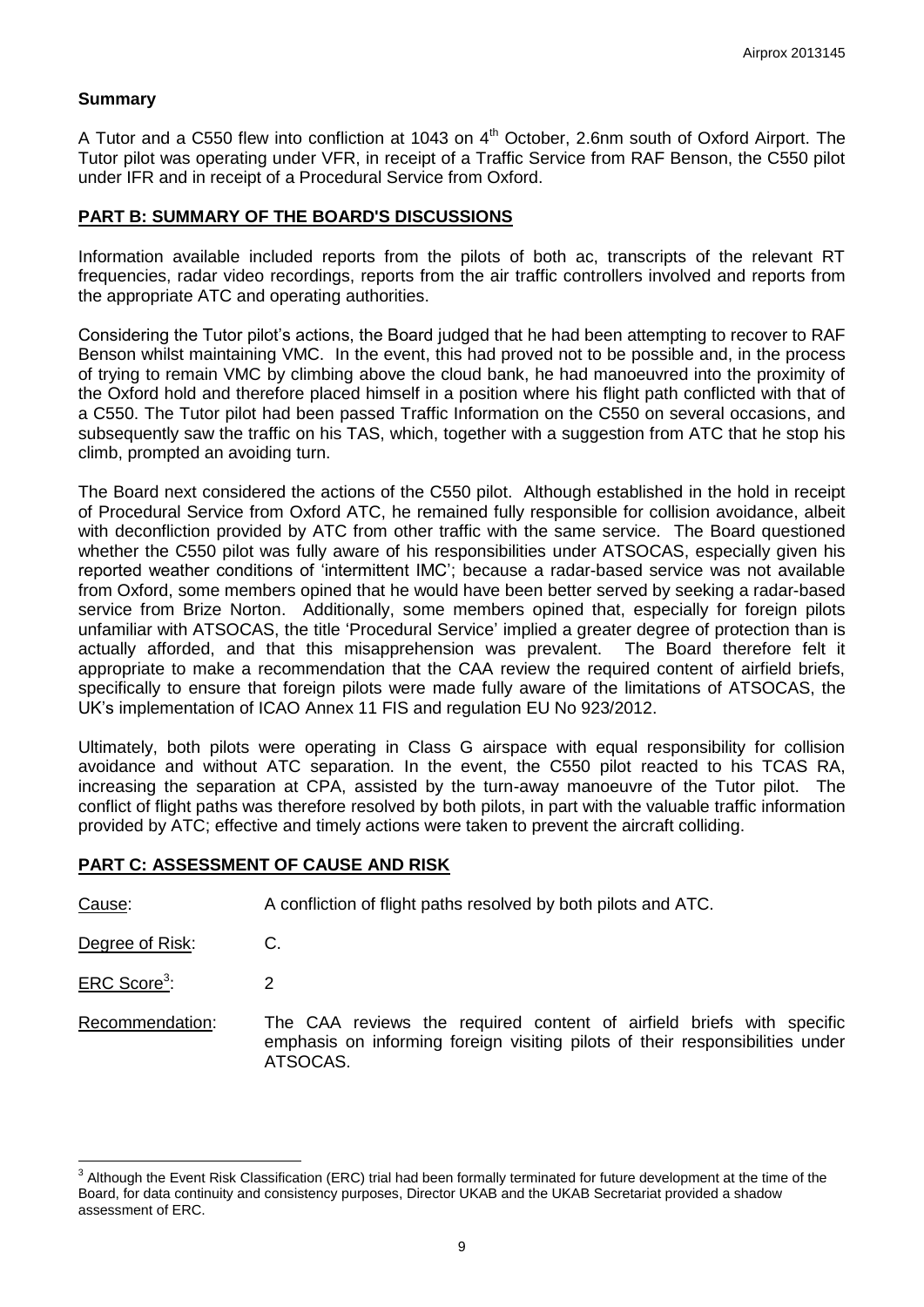## Summary

A Tutor and a C550 flew into confliction at 1043 on 4th October, 2.6nm south of Oxford Airport. The Tutor pilot was operating under VFR, in receipt of a Traffic Service from RAF Benson, the C550 pilot under IFR and in receipt of a Procedural Service from Oxford.

## PART B: SUMMARY OF THE BOARD'S DISCUSSIONS

Information available included reports from the pilots of both ac, transcripts of the relevant RT frequencies, radar video recordings, reports from the air traffic controllers involved and reports from the appropriate ATC and operating authorities.

Considering the Tutor pilot's actions, the Board judged that he had been attempting to recover to RAF Benson whilst maintaining VMC. In the event, this had proved not to be possible and, in the process of trying to remain VMC by climbing above the cloud bank, he had manoeuvred into the proximity of the Oxford hold and therefore placed himself in a position where his flight path conflicted with that of a C550. The Tutor pilot had been passed Traffic Information on the C550 on several occasions, and subsequently saw the traffic on his TAS, which, together with a suggestion from ATC that he stop his climb, prompted an avoiding turn.

The Board next considered the actions of the C550 pilot. Although established in the hold in receipt of Procedural Service from Oxford ATC, he remained fully responsible for collision avoidance, albeit with deconfliction provided by ATC from other traffic with the same service. The Board questioned whether the C550 pilot was fully aware of his responsibilities under ATSOCAS, especially given his reported weather conditions of 'intermittent IMC'; because a radar-based service was not available from Oxford, some members opined that he would have been better served by seeking a radar-based service from Brize Norton. Additionally, some members opined that, especially for foreign pilots unfamiliar with ATSOCAS, the title 'Procedural Service' implied a greater degree of protection than is actually afforded, and that this misapprehension was prevalent. The Board therefore felt it appropriate to make a recommendation that the CAA review the required content of airfield briefs, specifically to ensure that foreign pilots were made fully aware of the limitations of ATSOCAS, the UK's implementation of ICAO Annex 11 FIS and regulation EU No 923/2012.

Ultimately, both pilots were operating in Class G airspace with equal responsibility for collision avoidance and without ATC separation. In the event, the C550 pilot reacted to his TCAS RA, increasing the separation at CPA, assisted by the turn-away manoeuvre of the Tutor pilot. The conflict of flight paths was therefore resolved by both pilots, in part with the valuable traffic information provided by ATC; effective and timely actions were taken to prevent the aircraft colliding.

## PART C: ASSESSMENT OF CAUSE AND RISK

Cause: A confliction of flight paths resolved by both pilots and ATC.

Degree of Risk: C.

ERC Score[3]: 2

Recommendation: The CAA reviews the required content of airfield briefs with specific emphasis on informing foreign visiting pilots of their responsibilities under ATSOCAS.

[3] Although the Event Risk Classification (ERC) trial had been formally terminated for future development at the time of the Board, for data continuity and consistency purposes, Director UKAB and the UKAB Secretariat provided a shadow assessment of ERC.